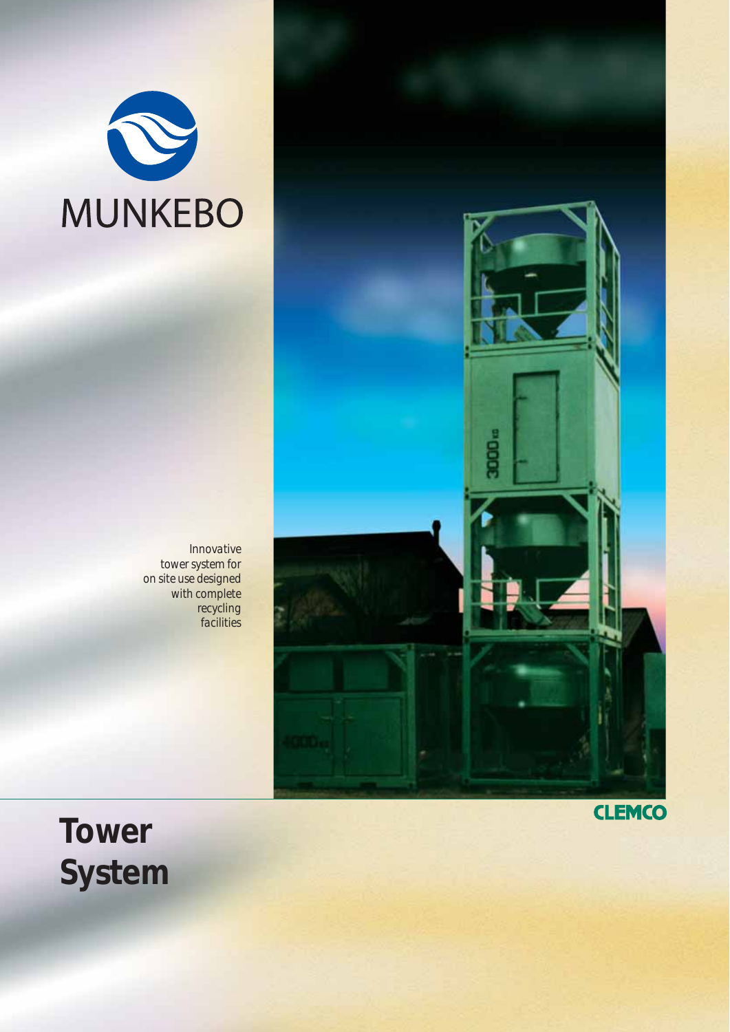MUNKEBO

*Innovative tower system for on site use designed with complete recycling facilities*

CLEMCO

# Tower System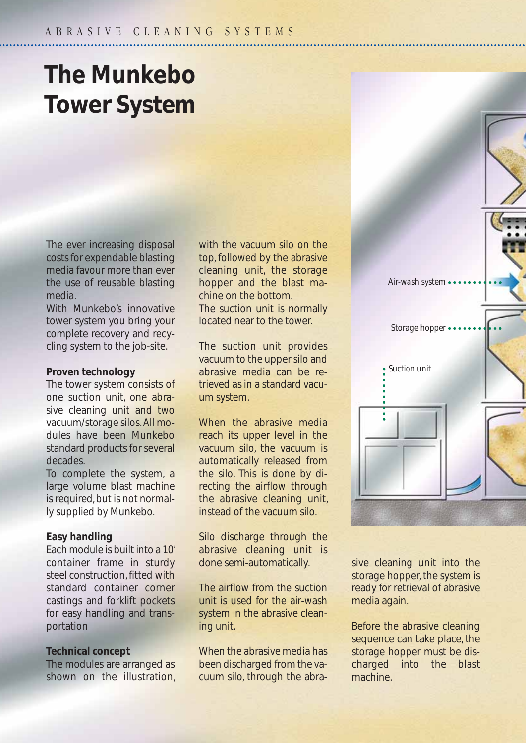# The Munkebo Tower System

The ever increasing disposal costs for expendable blasting media favour more than ever the use of reusable blasting media.

With Munkebo's innovative tower system you bring your complete recovery and recycling system to the job-site.

**Proven technology**

The tower system consists of one suction unit, one abrasive cleaning unit and two vacuum/storage silos. All modules have been Munkebo standard products for several decades.

To complete the system, a large volume blast machine is required, but is not normally supplied by Munkebo.

**Easy handling**

Each module is built into a 10' container frame in sturdy steel construction, fitted with standard container corner castings and forklift pockets for easy handling and transportation

**Technical concept**

The modules are arranged as shown on the illustration, with the vacuum silo on the top, followed by the abrasive cleaning unit, the storage hopper and the blast machine on the bottom.

The suction unit is normally located near to the tower.

The suction unit provides vacuum to the upper silo and abrasive media can be retrieved as in a standard vacuum system.

When the abrasive media reach its upper level in the vacuum silo, the vacuum is automatically released from the silo. This is done by directing the airflow through the abrasive cleaning unit, instead of the vacuum silo.

Silo discharge through the abrasive cleaning unit is done semi-automatically.

The airflow from the suction unit is used for the air-wash system in the abrasive cleaning unit.

When the abrasive media has been discharged from the vacuum silo, through the abrasive cleaning unit into the storage hopper, the system is ready for retrieval of abrasive media again.

Before the abrasive cleaning sequence can take place, the storage hopper must be discharged into the blast machine.

Air-wash system

Storage hopper

Suction unit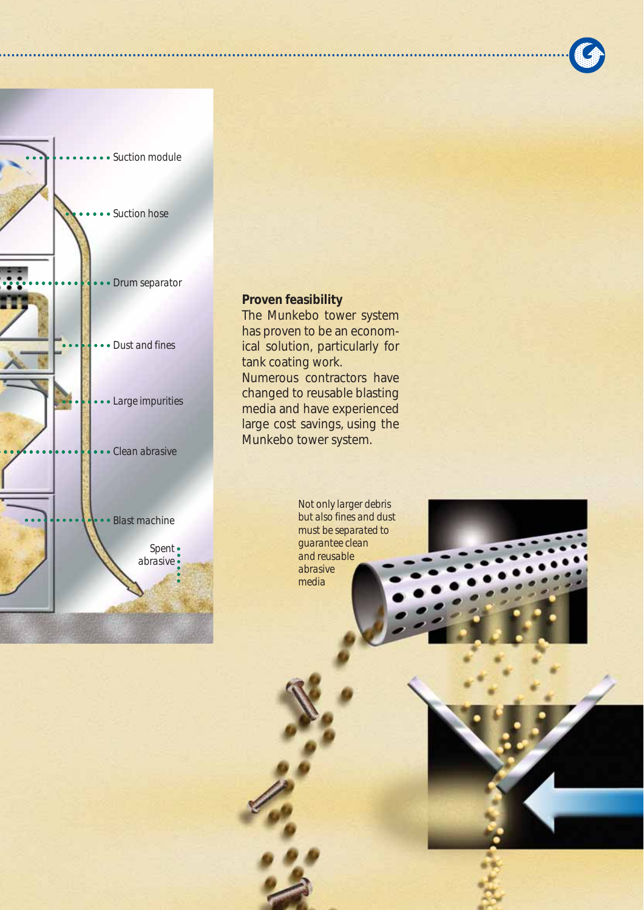Suction module

Suction hose

Drum separator

Dust and fines

Large impurities

Clean abrasive

Blast machine

Spent abrasive

**Proven feasibility**

The Munkebo tower system has proven to be an economical solution, particularly for tank coating work.

Numerous contractors have changed to reusable blasting media and have experienced large cost savings, using the Munkebo tower system.

Not only larger debris but also fines and dust must be separated to guarantee clean and reusable abrasive media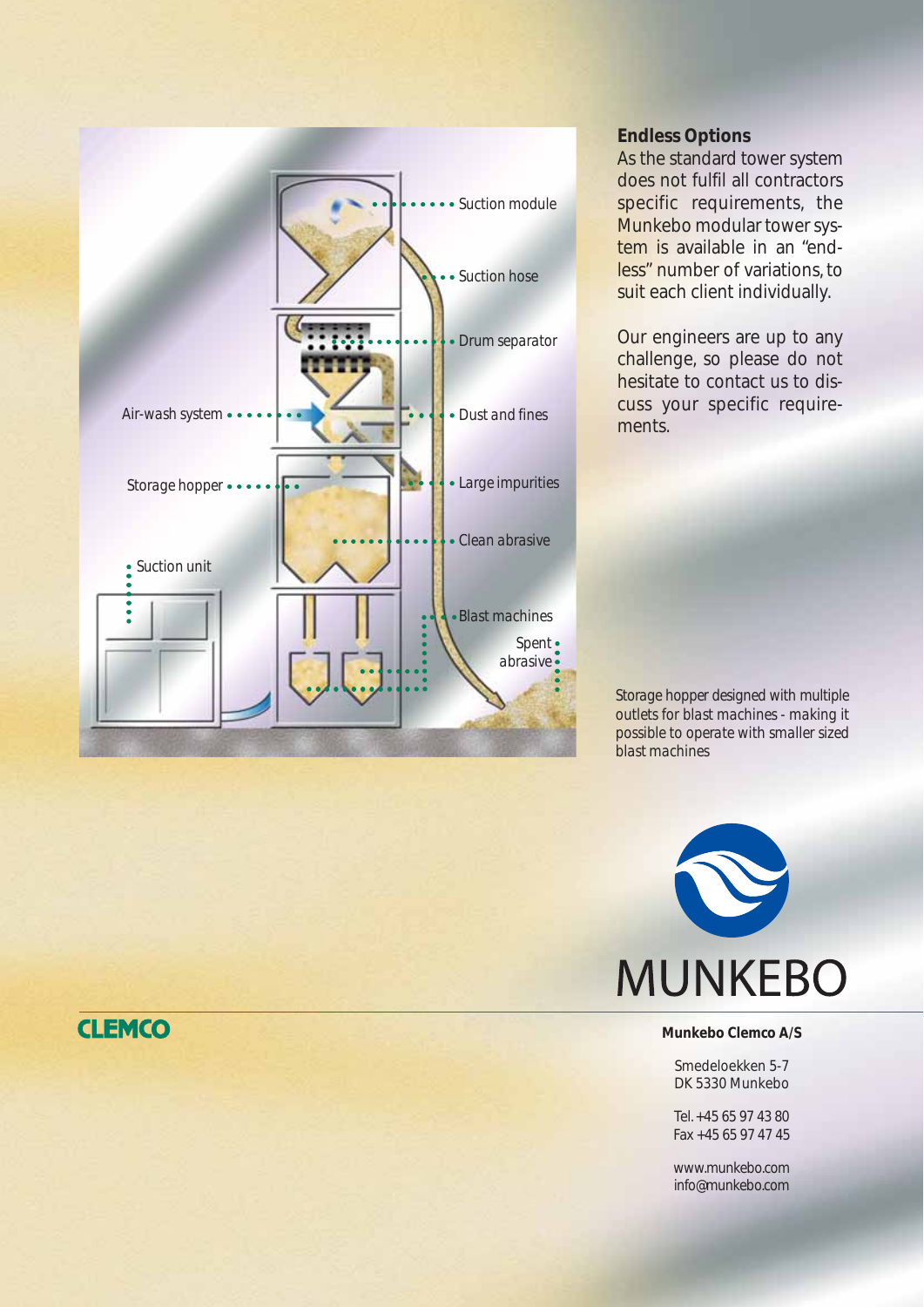Suction module
Suction hose
Drum separator
Air-wash system
Dust and fines
Storage hopper
Large impurities
Clean abrasive
Suction unit
Blast machines
Spent abrasive

## Endless Options

As the standard tower system does not fulfil all contractors specific requirements, the Munkebo modular tower system is available in an "endless" number of variations, to suit each client individually.

Our engineers are up to any challenge, so please do not hesitate to contact us to discuss your specific requirements.

Storage hopper designed with multiple outlets for blast machines - making it possible to operate with smaller sized blast machines

MUNKEBO

CLEMCO

**Munkebo Clemco A/S**

Smedeloekken 5-7
DK 5330 Munkebo

Tel. +45 65 97 43 80
Fax +45 65 97 47 45

www.munkebo.com
info@munkebo.com